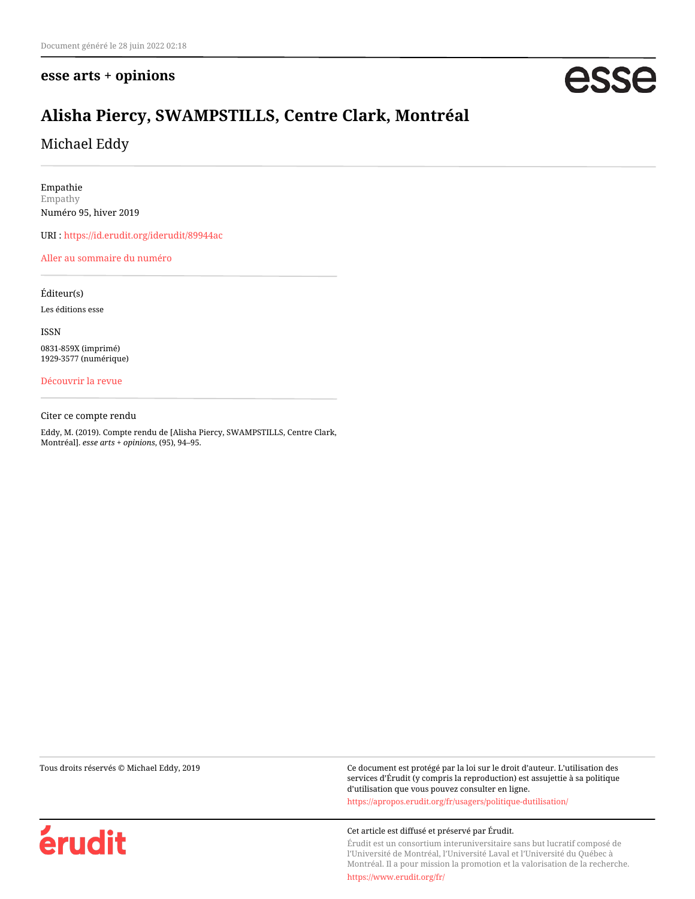Document généré le 28 juin 2022 02:18

**esse arts + opinions**

# Alisha Piercy, SWAMPSTILLS, Centre Clark, Montréal

Michael Eddy

Empathie
Empathy
Numéro 95, hiver 2019

URI : https://id.erudit.org/iderudit/89944ac

Aller au sommaire du numéro

Éditeur(s)

Les éditions esse

ISSN

0831-859X (imprimé)
1929-3577 (numérique)

Découvrir la revue

Citer ce compte rendu

Eddy, M. (2019). Compte rendu de [Alisha Piercy, SWAMPSTILLS, Centre Clark, Montréal]. *esse arts + opinions*, (95), 94–95.

Tous droits réservés © Michael Eddy, 2019

Ce document est protégé par la loi sur le droit d'auteur. L'utilisation des services d'Érudit (y compris la reproduction) est assujettie à sa politique d'utilisation que vous pouvez consulter en ligne.

https://apropos.erudit.org/fr/usagers/politique-dutilisation/

Cet article est diffusé et préservé par Érudit.

Érudit est un consortium interuniversitaire sans but lucratif composé de l'Université de Montréal, l'Université Laval et l'Université du Québec à Montréal. Il a pour mission la promotion et la valorisation de la recherche.

https://www.erudit.org/fr/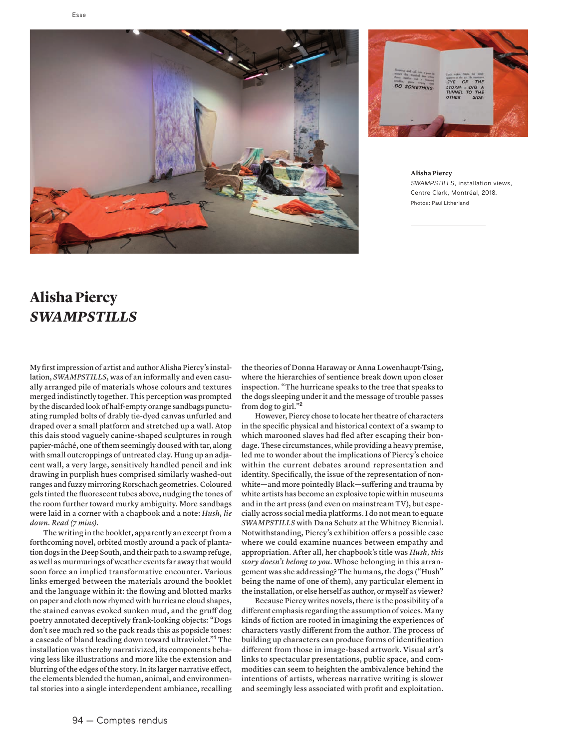**Alisha Piercy**
*SWAMPSTILLS*, installation views, Centre Clark, Montréal, 2018.
Photos : Paul Litherland

# Alisha Piercy
## *SWAMPSTILLS*

My first impression of artist and author Alisha Piercy's installation, *SWAMPSTILLS*, was of an informally and even casually arranged pile of materials whose colours and textures merged indistinctly together. This perception was prompted by the discarded look of half-empty orange sandbags punctuating rumpled bolts of drably tie-dyed canvas unfurled and draped over a small platform and stretched up a wall. Atop this dais stood vaguely canine-shaped sculptures in rough papier-mâché, one of them seemingly doused with tar, along with small outcroppings of untreated clay. Hung up an adjacent wall, a very large, sensitively handled pencil and ink drawing in purplish hues comprised similarly washed-out ranges and fuzzy mirroring Rorschach geometries. Coloured gels tinted the fluorescent tubes above, nudging the tones of the room further toward murky ambiguity. More sandbags were laid in a corner with a chapbook and a note: *Hush, lie down. Read (7 mins).*

The writing in the booklet, apparently an excerpt from a forthcoming novel, orbited mostly around a pack of plantation dogs in the Deep South, and their path to a swamp refuge, as well as murmurings of weather events far away that would soon force an implied transformative encounter. Various links emerged between the materials around the booklet and the language within it: the flowing and blotted marks on paper and cloth now rhymed with hurricane cloud shapes, the stained canvas evoked sunken mud, and the gruff dog poetry annotated deceptively frank-looking objects: "Dogs don't see much red so the pack reads this as popsicle tones: a cascade of bland leading down toward ultraviolet."[1] The installation was thereby narrativized, its components behaving less like illustrations and more like the extension and blurring of the edges of the story. In its larger narrative effect, the elements blended the human, animal, and environmental stories into a single interdependent ambiance, recalling the theories of Donna Haraway or Anna Lowenhaupt-Tsing, where the hierarchies of sentience break down upon closer inspection. "The hurricane speaks to the tree that speaks to the dogs sleeping under it and the message of trouble passes from dog to girl."[2]

However, Piercy chose to locate her theatre of characters in the specific physical and historical context of a swamp to which marooned slaves had fled after escaping their bondage. These circumstances, while providing a heavy premise, led me to wonder about the implications of Piercy's choice within the current debates around representation and identity. Specifically, the issue of the representation of non-white—and more pointedly Black—suffering and trauma by white artists has become an explosive topic within museums and in the art press (and even on mainstream TV), but especially across social media platforms. I do not mean to equate *SWAMPSTILLS* with Dana Schutz at the Whitney Biennial. Notwithstanding, Piercy's exhibition offers a possible case where we could examine nuances between empathy and appropriation. After all, her chapbook's title was *Hush, this story doesn't belong to you*. Whose belonging in this arrangement was she addressing? The humans, the dogs ("Hush" being the name of one of them), any particular element in the installation, or else herself as author, or myself as viewer?

Because Piercy writes novels, there is the possibility of a different emphasis regarding the assumption of voices. Many kinds of fiction are rooted in imagining the experiences of characters vastly different from the author. The process of building up characters can produce forms of identification different from those in image-based artwork. Visual art's links to spectacular presentations, public space, and commodities can seem to heighten the ambivalence behind the intentions of artists, whereas narrative writing is slower and seemingly less associated with profit and exploitation.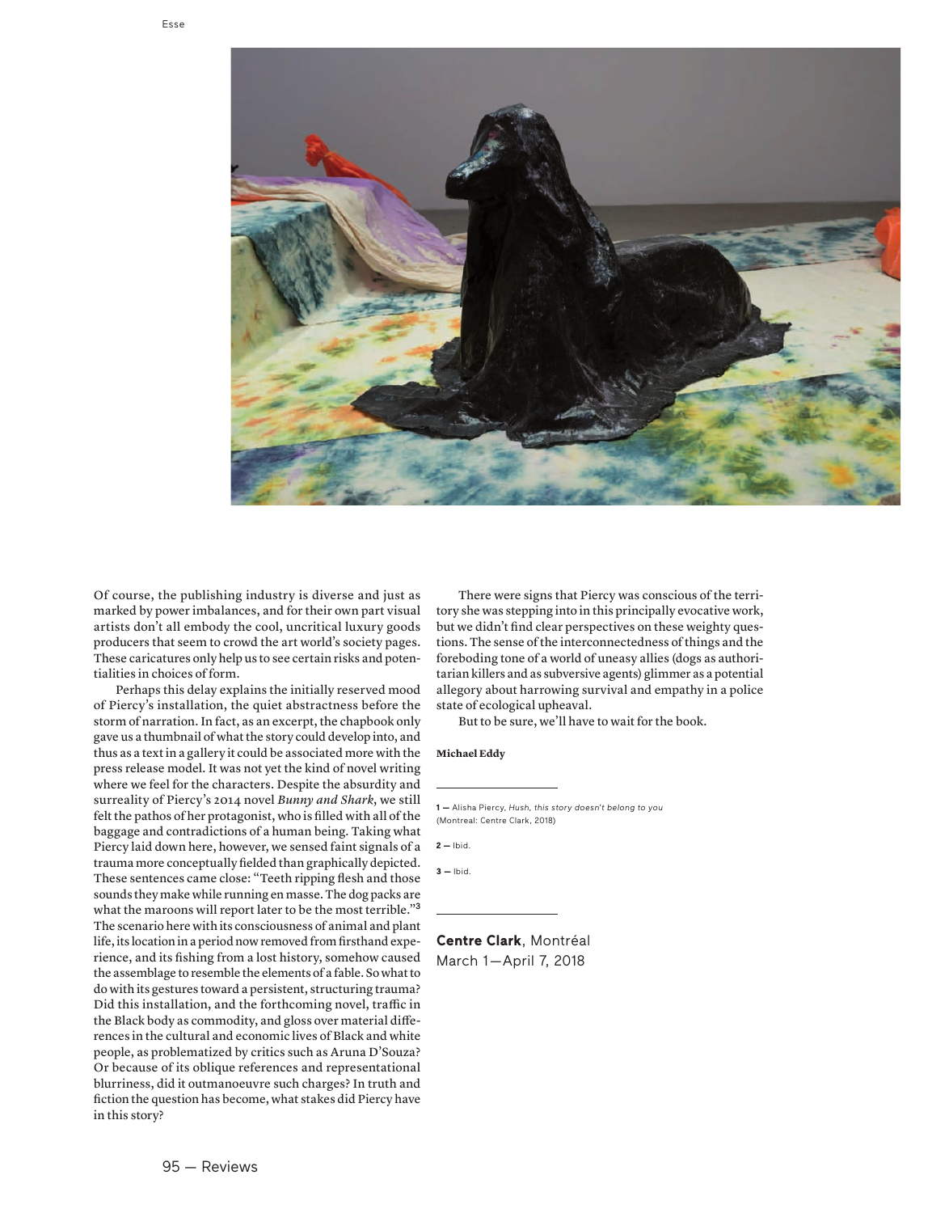Of course, the publishing industry is diverse and just as marked by power imbalances, and for their own part visual artists don't all embody the cool, uncritical luxury goods producers that seem to crowd the art world's society pages. These caricatures only help us to see certain risks and potentialities in choices of form.

Perhaps this delay explains the initially reserved mood of Piercy's installation, the quiet abstractness before the storm of narration. In fact, as an excerpt, the chapbook only gave us a thumbnail of what the story could develop into, and thus as a text in a gallery it could be associated more with the press release model. It was not yet the kind of novel writing where we feel for the characters. Despite the absurdity and surreality of Piercy's 2014 novel *Bunny and Shark*, we still felt the pathos of her protagonist, who is filled with all of the baggage and contradictions of a human being. Taking what Piercy laid down here, however, we sensed faint signals of a trauma more conceptually fielded than graphically depicted. These sentences came close: "Teeth ripping flesh and those sounds they make while running en masse. The dog packs are what the maroons will report later to be the most terrible."[3] The scenario here with its consciousness of animal and plant life, its location in a period now removed from firsthand experience, and its fishing from a lost history, somehow caused the assemblage to resemble the elements of a fable. So what to do with its gestures toward a persistent, structuring trauma? Did this installation, and the forthcoming novel, traffic in the Black body as commodity, and gloss over material differences in the cultural and economic lives of Black and white people, as problematized by critics such as Aruna D'Souza? Or because of its oblique references and representational blurriness, did it outmanoeuvre such charges? In truth and fiction the question has become, what stakes did Piercy have in this story?

There were signs that Piercy was conscious of the territory she was stepping into in this principally evocative work, but we didn't find clear perspectives on these weighty questions. The sense of the interconnectedness of things and the foreboding tone of a world of uneasy allies (dogs as authoritarian killers and as subversive agents) glimmer as a potential allegory about harrowing survival and empathy in a police state of ecological upheaval.

But to be sure, we'll have to wait for the book.

**Michael Eddy**

---

1 — Alisha Piercy, *Hush, this story doesn't belong to you* (Montreal: Centre Clark, 2018)

2 — Ibid.

3 — Ibid.

---

**Centre Clark**, Montréal
March 1—April 7, 2018